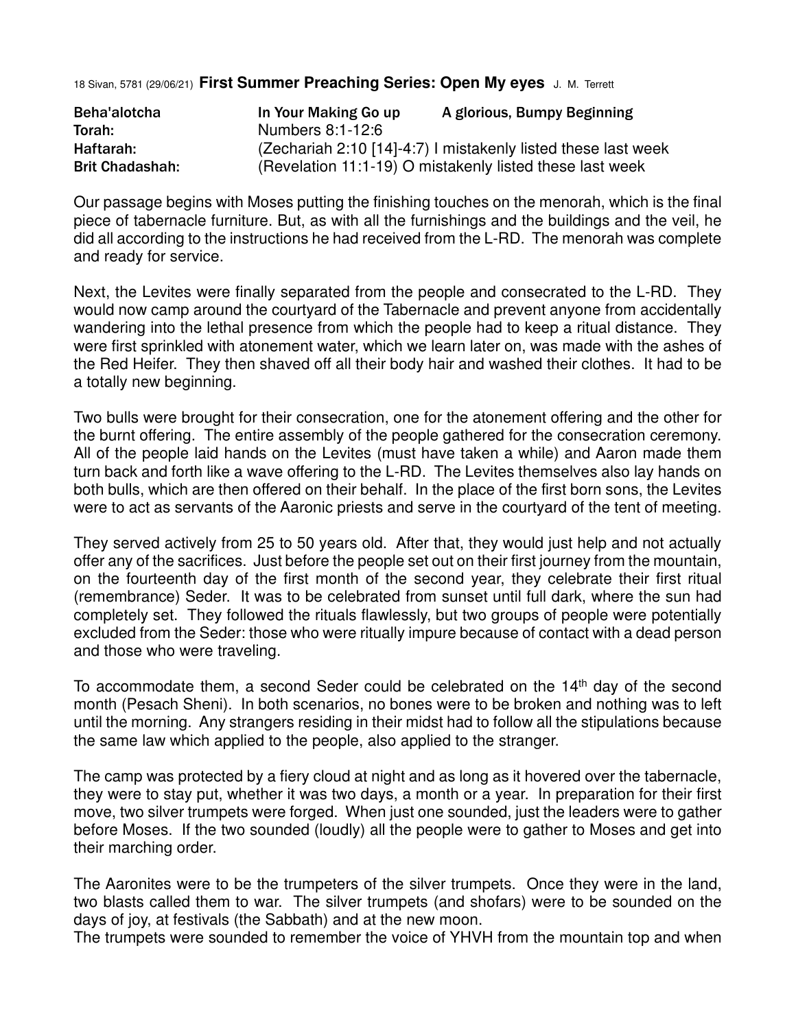18 Sivan, 5781 (29/06/21) **First Summer Preaching Series: Open My eyes** J. M. Terrett

| | | |
|---|---|---|
| **Beha'alotcha** | **In Your Making Go up** | **A glorious, Bumpy Beginning** |
| **Torah:** | Numbers 8:1-12:6 | |
| **Haftarah:** | (Zechariah 2:10 [14]-4:7) I mistakenly listed these last week | |
| **Brit Chadashah:** | (Revelation 11:1-19) O mistakenly listed these last week | |

Our passage begins with Moses putting the finishing touches on the menorah, which is the final piece of tabernacle furniture. But, as with all the furnishings and the buildings and the veil, he did all according to the instructions he had received from the L-RD. The menorah was complete and ready for service.

Next, the Levites were finally separated from the people and consecrated to the L-RD. They would now camp around the courtyard of the Tabernacle and prevent anyone from accidentally wandering into the lethal presence from which the people had to keep a ritual distance. They were first sprinkled with atonement water, which we learn later on, was made with the ashes of the Red Heifer. They then shaved off all their body hair and washed their clothes. It had to be a totally new beginning.

Two bulls were brought for their consecration, one for the atonement offering and the other for the burnt offering. The entire assembly of the people gathered for the consecration ceremony. All of the people laid hands on the Levites (must have taken a while) and Aaron made them turn back and forth like a wave offering to the L-RD. The Levites themselves also lay hands on both bulls, which are then offered on their behalf. In the place of the first born sons, the Levites were to act as servants of the Aaronic priests and serve in the courtyard of the tent of meeting.

They served actively from 25 to 50 years old. After that, they would just help and not actually offer any of the sacrifices. Just before the people set out on their first journey from the mountain, on the fourteenth day of the first month of the second year, they celebrate their first ritual (remembrance) Seder. It was to be celebrated from sunset until full dark, where the sun had completely set. They followed the rituals flawlessly, but two groups of people were potentially excluded from the Seder: those who were ritually impure because of contact with a dead person and those who were traveling.

To accommodate them, a second Seder could be celebrated on the 14th day of the second month (Pesach Sheni). In both scenarios, no bones were to be broken and nothing was to left until the morning. Any strangers residing in their midst had to follow all the stipulations because the same law which applied to the people, also applied to the stranger.

The camp was protected by a fiery cloud at night and as long as it hovered over the tabernacle, they were to stay put, whether it was two days, a month or a year. In preparation for their first move, two silver trumpets were forged. When just one sounded, just the leaders were to gather before Moses. If the two sounded (loudly) all the people were to gather to Moses and get into their marching order.

The Aaronites were to be the trumpeters of the silver trumpets. Once they were in the land, two blasts called them to war. The silver trumpets (and shofars) were to be sounded on the days of joy, at festivals (the Sabbath) and at the new moon.

The trumpets were sounded to remember the voice of YHVH from the mountain top and when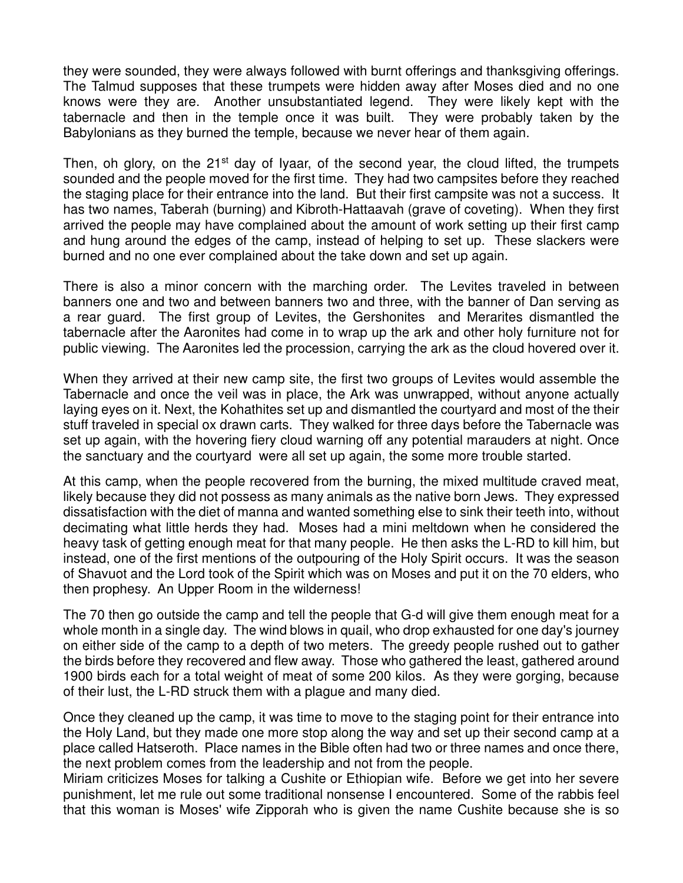they were sounded, they were always followed with burnt offerings and thanksgiving offerings. The Talmud supposes that these trumpets were hidden away after Moses died and no one knows were they are. Another unsubstantiated legend. They were likely kept with the tabernacle and then in the temple once it was built. They were probably taken by the Babylonians as they burned the temple, because we never hear of them again.

Then, oh glory, on the 21st day of Iyaar, of the second year, the cloud lifted, the trumpets sounded and the people moved for the first time. They had two campsites before they reached the staging place for their entrance into the land. But their first campsite was not a success. It has two names, Taberah (burning) and Kibroth-Hattaavah (grave of coveting). When they first arrived the people may have complained about the amount of work setting up their first camp and hung around the edges of the camp, instead of helping to set up. These slackers were burned and no one ever complained about the take down and set up again.

There is also a minor concern with the marching order. The Levites traveled in between banners one and two and between banners two and three, with the banner of Dan serving as a rear guard. The first group of Levites, the Gershonites and Merarites dismantled the tabernacle after the Aaronites had come in to wrap up the ark and other holy furniture not for public viewing. The Aaronites led the procession, carrying the ark as the cloud hovered over it.

When they arrived at their new camp site, the first two groups of Levites would assemble the Tabernacle and once the veil was in place, the Ark was unwrapped, without anyone actually laying eyes on it. Next, the Kohathites set up and dismantled the courtyard and most of the their stuff traveled in special ox drawn carts. They walked for three days before the Tabernacle was set up again, with the hovering fiery cloud warning off any potential marauders at night. Once the sanctuary and the courtyard were all set up again, the some more trouble started.

At this camp, when the people recovered from the burning, the mixed multitude craved meat, likely because they did not possess as many animals as the native born Jews. They expressed dissatisfaction with the diet of manna and wanted something else to sink their teeth into, without decimating what little herds they had. Moses had a mini meltdown when he considered the heavy task of getting enough meat for that many people. He then asks the L-RD to kill him, but instead, one of the first mentions of the outpouring of the Holy Spirit occurs. It was the season of Shavuot and the Lord took of the Spirit which was on Moses and put it on the 70 elders, who then prophesy. An Upper Room in the wilderness!

The 70 then go outside the camp and tell the people that G-d will give them enough meat for a whole month in a single day. The wind blows in quail, who drop exhausted for one day's journey on either side of the camp to a depth of two meters. The greedy people rushed out to gather the birds before they recovered and flew away. Those who gathered the least, gathered around 1900 birds each for a total weight of meat of some 200 kilos. As they were gorging, because of their lust, the L-RD struck them with a plague and many died.

Once they cleaned up the camp, it was time to move to the staging point for their entrance into the Holy Land, but they made one more stop along the way and set up their second camp at a place called Hatseroth. Place names in the Bible often had two or three names and once there, the next problem comes from the leadership and not from the people.

Miriam criticizes Moses for talking a Cushite or Ethiopian wife. Before we get into her severe punishment, let me rule out some traditional nonsense I encountered. Some of the rabbis feel that this woman is Moses' wife Zipporah who is given the name Cushite because she is so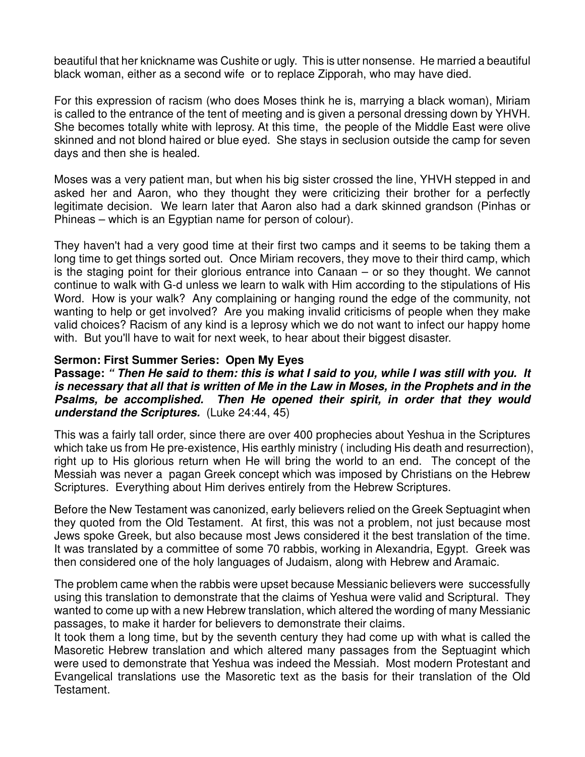beautiful that her knickname was Cushite or ugly. This is utter nonsense. He married a beautiful black woman, either as a second wife or to replace Zipporah, who may have died.

For this expression of racism (who does Moses think he is, marrying a black woman), Miriam is called to the entrance of the tent of meeting and is given a personal dressing down by YHVH. She becomes totally white with leprosy. At this time, the people of the Middle East were olive skinned and not blond haired or blue eyed. She stays in seclusion outside the camp for seven days and then she is healed.

Moses was a very patient man, but when his big sister crossed the line, YHVH stepped in and asked her and Aaron, who they thought they were criticizing their brother for a perfectly legitimate decision. We learn later that Aaron also had a dark skinned grandson (Pinhas or Phineas – which is an Egyptian name for person of colour).

They haven't had a very good time at their first two camps and it seems to be taking them a long time to get things sorted out. Once Miriam recovers, they move to their third camp, which is the staging point for their glorious entrance into Canaan – or so they thought. We cannot continue to walk with G-d unless we learn to walk with Him according to the stipulations of His Word. How is your walk? Any complaining or hanging round the edge of the community, not wanting to help or get involved? Are you making invalid criticisms of people when they make valid choices? Racism of any kind is a leprosy which we do not want to infect our happy home with. But you'll have to wait for next week, to hear about their biggest disaster.

**Sermon: First Summer Series: Open My Eyes**

**Passage: *" Then He said to them: this is what I said to you, while I was still with you. It is necessary that all that is written of Me in the Law in Moses, in the Prophets and in the Psalms, be accomplished. Then He opened their spirit, in order that they would understand the Scriptures.*** (Luke 24:44, 45)

This was a fairly tall order, since there are over 400 prophecies about Yeshua in the Scriptures which take us from He pre-existence, His earthly ministry ( including His death and resurrection), right up to His glorious return when He will bring the world to an end. The concept of the Messiah was never a pagan Greek concept which was imposed by Christians on the Hebrew Scriptures. Everything about Him derives entirely from the Hebrew Scriptures.

Before the New Testament was canonized, early believers relied on the Greek Septuagint when they quoted from the Old Testament. At first, this was not a problem, not just because most Jews spoke Greek, but also because most Jews considered it the best translation of the time. It was translated by a committee of some 70 rabbis, working in Alexandria, Egypt. Greek was then considered one of the holy languages of Judaism, along with Hebrew and Aramaic.

The problem came when the rabbis were upset because Messianic believers were successfully using this translation to demonstrate that the claims of Yeshua were valid and Scriptural. They wanted to come up with a new Hebrew translation, which altered the wording of many Messianic passages, to make it harder for believers to demonstrate their claims.

It took them a long time, but by the seventh century they had come up with what is called the Masoretic Hebrew translation and which altered many passages from the Septuagint which were used to demonstrate that Yeshua was indeed the Messiah. Most modern Protestant and Evangelical translations use the Masoretic text as the basis for their translation of the Old Testament.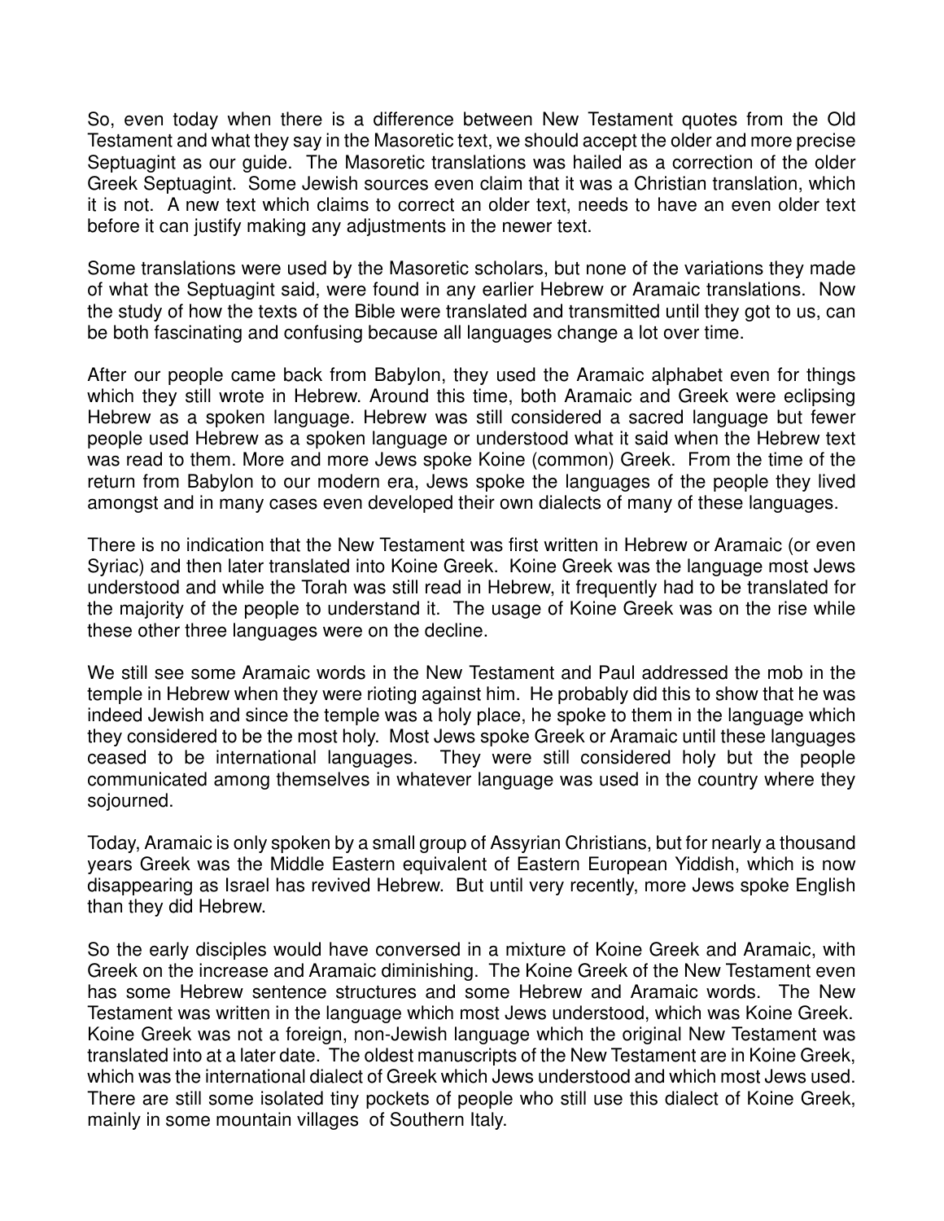So, even today when there is a difference between New Testament quotes from the Old Testament and what they say in the Masoretic text, we should accept the older and more precise Septuagint as our guide. The Masoretic translations was hailed as a correction of the older Greek Septuagint. Some Jewish sources even claim that it was a Christian translation, which it is not. A new text which claims to correct an older text, needs to have an even older text before it can justify making any adjustments in the newer text.

Some translations were used by the Masoretic scholars, but none of the variations they made of what the Septuagint said, were found in any earlier Hebrew or Aramaic translations. Now the study of how the texts of the Bible were translated and transmitted until they got to us, can be both fascinating and confusing because all languages change a lot over time.

After our people came back from Babylon, they used the Aramaic alphabet even for things which they still wrote in Hebrew. Around this time, both Aramaic and Greek were eclipsing Hebrew as a spoken language. Hebrew was still considered a sacred language but fewer people used Hebrew as a spoken language or understood what it said when the Hebrew text was read to them. More and more Jews spoke Koine (common) Greek. From the time of the return from Babylon to our modern era, Jews spoke the languages of the people they lived amongst and in many cases even developed their own dialects of many of these languages.

There is no indication that the New Testament was first written in Hebrew or Aramaic (or even Syriac) and then later translated into Koine Greek. Koine Greek was the language most Jews understood and while the Torah was still read in Hebrew, it frequently had to be translated for the majority of the people to understand it. The usage of Koine Greek was on the rise while these other three languages were on the decline.

We still see some Aramaic words in the New Testament and Paul addressed the mob in the temple in Hebrew when they were rioting against him. He probably did this to show that he was indeed Jewish and since the temple was a holy place, he spoke to them in the language which they considered to be the most holy. Most Jews spoke Greek or Aramaic until these languages ceased to be international languages. They were still considered holy but the people communicated among themselves in whatever language was used in the country where they sojourned.

Today, Aramaic is only spoken by a small group of Assyrian Christians, but for nearly a thousand years Greek was the Middle Eastern equivalent of Eastern European Yiddish, which is now disappearing as Israel has revived Hebrew. But until very recently, more Jews spoke English than they did Hebrew.

So the early disciples would have conversed in a mixture of Koine Greek and Aramaic, with Greek on the increase and Aramaic diminishing. The Koine Greek of the New Testament even has some Hebrew sentence structures and some Hebrew and Aramaic words. The New Testament was written in the language which most Jews understood, which was Koine Greek. Koine Greek was not a foreign, non-Jewish language which the original New Testament was translated into at a later date. The oldest manuscripts of the New Testament are in Koine Greek, which was the international dialect of Greek which Jews understood and which most Jews used. There are still some isolated tiny pockets of people who still use this dialect of Koine Greek, mainly in some mountain villages of Southern Italy.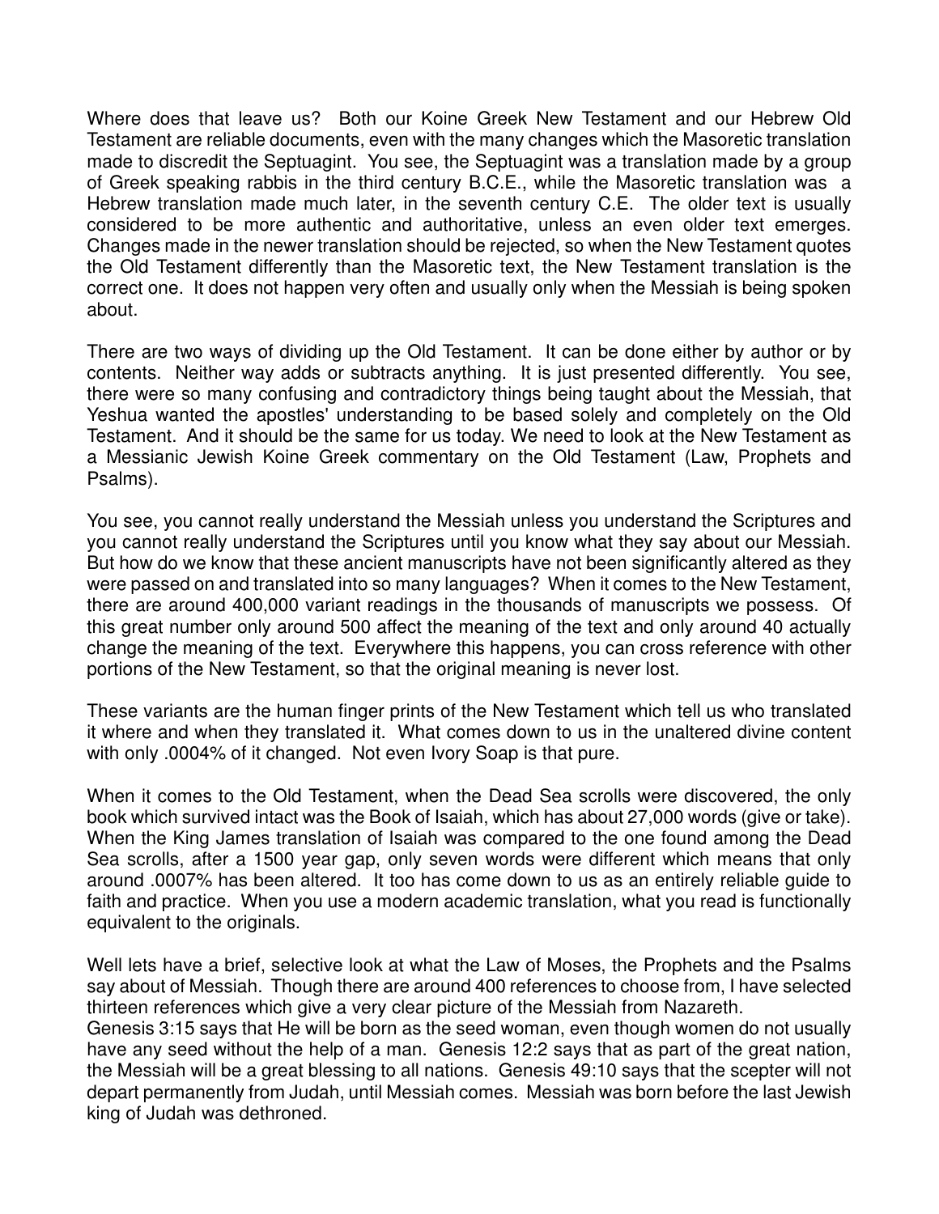Where does that leave us? Both our Koine Greek New Testament and our Hebrew Old Testament are reliable documents, even with the many changes which the Masoretic translation made to discredit the Septuagint. You see, the Septuagint was a translation made by a group of Greek speaking rabbis in the third century B.C.E., while the Masoretic translation was a Hebrew translation made much later, in the seventh century C.E. The older text is usually considered to be more authentic and authoritative, unless an even older text emerges. Changes made in the newer translation should be rejected, so when the New Testament quotes the Old Testament differently than the Masoretic text, the New Testament translation is the correct one. It does not happen very often and usually only when the Messiah is being spoken about.

There are two ways of dividing up the Old Testament. It can be done either by author or by contents. Neither way adds or subtracts anything. It is just presented differently. You see, there were so many confusing and contradictory things being taught about the Messiah, that Yeshua wanted the apostles' understanding to be based solely and completely on the Old Testament. And it should be the same for us today. We need to look at the New Testament as a Messianic Jewish Koine Greek commentary on the Old Testament (Law, Prophets and Psalms).

You see, you cannot really understand the Messiah unless you understand the Scriptures and you cannot really understand the Scriptures until you know what they say about our Messiah. But how do we know that these ancient manuscripts have not been significantly altered as they were passed on and translated into so many languages? When it comes to the New Testament, there are around 400,000 variant readings in the thousands of manuscripts we possess. Of this great number only around 500 affect the meaning of the text and only around 40 actually change the meaning of the text. Everywhere this happens, you can cross reference with other portions of the New Testament, so that the original meaning is never lost.

These variants are the human finger prints of the New Testament which tell us who translated it where and when they translated it. What comes down to us in the unaltered divine content with only .0004% of it changed. Not even Ivory Soap is that pure.

When it comes to the Old Testament, when the Dead Sea scrolls were discovered, the only book which survived intact was the Book of Isaiah, which has about 27,000 words (give or take). When the King James translation of Isaiah was compared to the one found among the Dead Sea scrolls, after a 1500 year gap, only seven words were different which means that only around .0007% has been altered. It too has come down to us as an entirely reliable guide to faith and practice. When you use a modern academic translation, what you read is functionally equivalent to the originals.

Well lets have a brief, selective look at what the Law of Moses, the Prophets and the Psalms say about of Messiah. Though there are around 400 references to choose from, I have selected thirteen references which give a very clear picture of the Messiah from Nazareth.
Genesis 3:15 says that He will be born as the seed woman, even though women do not usually have any seed without the help of a man. Genesis 12:2 says that as part of the great nation, the Messiah will be a great blessing to all nations. Genesis 49:10 says that the scepter will not depart permanently from Judah, until Messiah comes. Messiah was born before the last Jewish king of Judah was dethroned.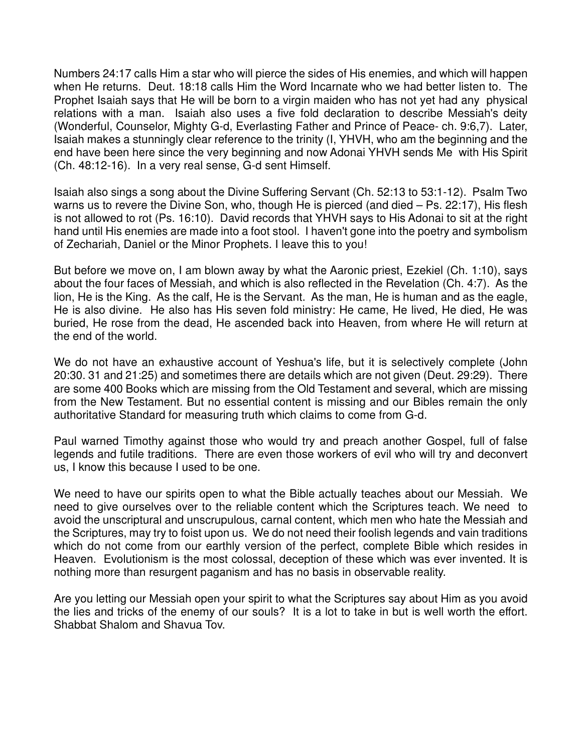Numbers 24:17 calls Him a star who will pierce the sides of His enemies, and which will happen when He returns. Deut. 18:18 calls Him the Word Incarnate who we had better listen to. The Prophet Isaiah says that He will be born to a virgin maiden who has not yet had any physical relations with a man. Isaiah also uses a five fold declaration to describe Messiah's deity (Wonderful, Counselor, Mighty G-d, Everlasting Father and Prince of Peace- ch. 9:6,7). Later, Isaiah makes a stunningly clear reference to the trinity (I, YHVH, who am the beginning and the end have been here since the very beginning and now Adonai YHVH sends Me with His Spirit (Ch. 48:12-16). In a very real sense, G-d sent Himself.

Isaiah also sings a song about the Divine Suffering Servant (Ch. 52:13 to 53:1-12). Psalm Two warns us to revere the Divine Son, who, though He is pierced (and died – Ps. 22:17), His flesh is not allowed to rot (Ps. 16:10). David records that YHVH says to His Adonai to sit at the right hand until His enemies are made into a foot stool. I haven't gone into the poetry and symbolism of Zechariah, Daniel or the Minor Prophets. I leave this to you!

But before we move on, I am blown away by what the Aaronic priest, Ezekiel (Ch. 1:10), says about the four faces of Messiah, and which is also reflected in the Revelation (Ch. 4:7). As the lion, He is the King. As the calf, He is the Servant. As the man, He is human and as the eagle, He is also divine. He also has His seven fold ministry: He came, He lived, He died, He was buried, He rose from the dead, He ascended back into Heaven, from where He will return at the end of the world.

We do not have an exhaustive account of Yeshua's life, but it is selectively complete (John 20:30. 31 and 21:25) and sometimes there are details which are not given (Deut. 29:29). There are some 400 Books which are missing from the Old Testament and several, which are missing from the New Testament. But no essential content is missing and our Bibles remain the only authoritative Standard for measuring truth which claims to come from G-d.

Paul warned Timothy against those who would try and preach another Gospel, full of false legends and futile traditions. There are even those workers of evil who will try and deconvert us, I know this because I used to be one.

We need to have our spirits open to what the Bible actually teaches about our Messiah. We need to give ourselves over to the reliable content which the Scriptures teach. We need to avoid the unscriptural and unscrupulous, carnal content, which men who hate the Messiah and the Scriptures, may try to foist upon us. We do not need their foolish legends and vain traditions which do not come from our earthly version of the perfect, complete Bible which resides in Heaven. Evolutionism is the most colossal, deception of these which was ever invented. It is nothing more than resurgent paganism and has no basis in observable reality.

Are you letting our Messiah open your spirit to what the Scriptures say about Him as you avoid the lies and tricks of the enemy of our souls? It is a lot to take in but is well worth the effort. Shabbat Shalom and Shavua Tov.